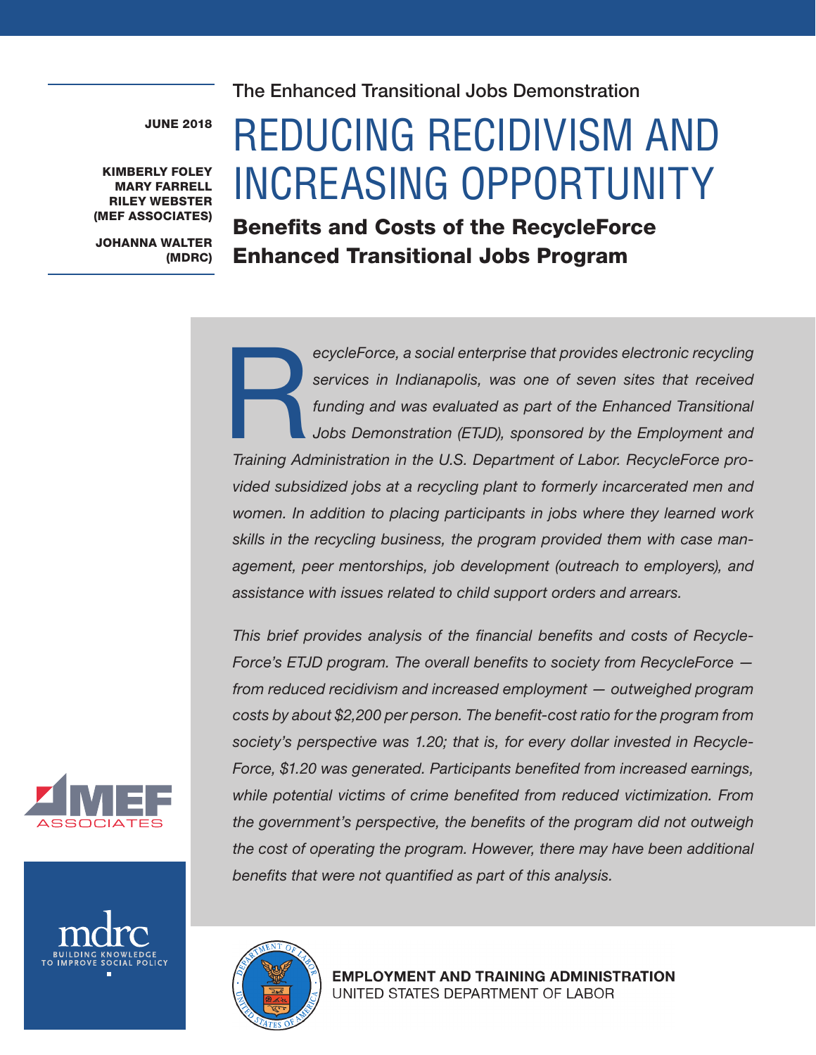The Enhanced Transitional Jobs Demonstration

**JUNE 2018**

**KIMBERLY FOLEY**
**MARY FARRELL**
**RILEY WEBSTER**
**(MEF ASSOCIATES)**

**JOHANNA WALTER**
**(MDRC)**

# REDUCING RECIDIVISM AND INCREASING OPPORTUNITY

## Benefits and Costs of the RecycleForce Enhanced Transitional Jobs Program

*RecycleForce, a social enterprise that provides electronic recycling services in Indianapolis, was one of seven sites that received funding and was evaluated as part of the Enhanced Transitional Jobs Demonstration (ETJD), sponsored by the Employment and Training Administration in the U.S. Department of Labor. RecycleForce provided subsidized jobs at a recycling plant to formerly incarcerated men and women. In addition to placing participants in jobs where they learned work skills in the recycling business, the program provided them with case management, peer mentorships, job development (outreach to employers), and assistance with issues related to child support orders and arrears.*

*This brief provides analysis of the financial benefits and costs of RecycleForce's ETJD program. The overall benefits to society from RecycleForce — from reduced recidivism and increased employment — outweighed program costs by about $2,200 per person. The benefit-cost ratio for the program from society's perspective was 1.20; that is, for every dollar invested in RecycleForce, $1.20 was generated. Participants benefited from increased earnings, while potential victims of crime benefited from reduced victimization. From the government's perspective, the benefits of the program did not outweigh the cost of operating the program. However, there may have been additional benefits that were not quantified as part of this analysis.*

MEF ASSOCIATES

mdrc
BUILDING KNOWLEDGE TO IMPROVE SOCIAL POLICY

**EMPLOYMENT AND TRAINING ADMINISTRATION**
UNITED STATES DEPARTMENT OF LABOR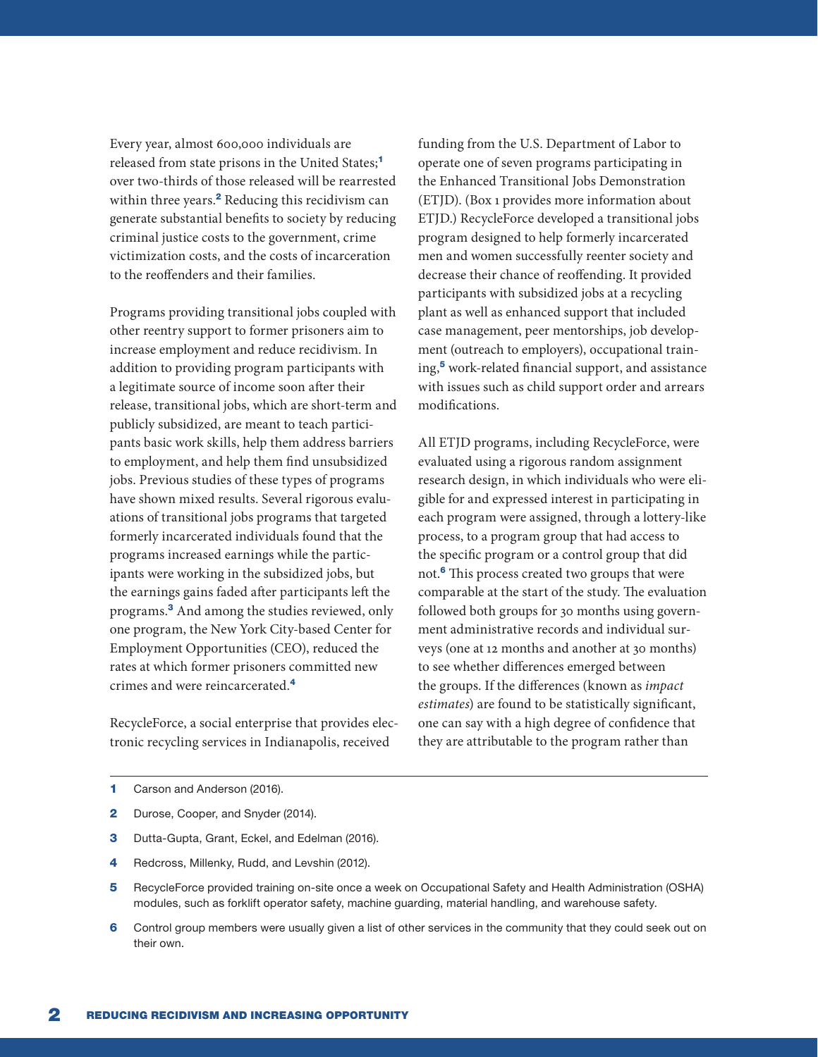Every year, almost 600,000 individuals are released from state prisons in the United States;[1] over two-thirds of those released will be rearrested within three years.[2] Reducing this recidivism can generate substantial benefits to society by reducing criminal justice costs to the government, crime victimization costs, and the costs of incarceration to the reoffenders and their families.

Programs providing transitional jobs coupled with other reentry support to former prisoners aim to increase employment and reduce recidivism. In addition to providing program participants with a legitimate source of income soon after their release, transitional jobs, which are short-term and publicly subsidized, are meant to teach participants basic work skills, help them address barriers to employment, and help them find unsubsidized jobs. Previous studies of these types of programs have shown mixed results. Several rigorous evaluations of transitional jobs programs that targeted formerly incarcerated individuals found that the programs increased earnings while the participants were working in the subsidized jobs, but the earnings gains faded after participants left the programs.[3] And among the studies reviewed, only one program, the New York City-based Center for Employment Opportunities (CEO), reduced the rates at which former prisoners committed new crimes and were reincarcerated.[4]

RecycleForce, a social enterprise that provides electronic recycling services in Indianapolis, received funding from the U.S. Department of Labor to operate one of seven programs participating in the Enhanced Transitional Jobs Demonstration (ETJD). (Box 1 provides more information about ETJD.) RecycleForce developed a transitional jobs program designed to help formerly incarcerated men and women successfully reenter society and decrease their chance of reoffending. It provided participants with subsidized jobs at a recycling plant as well as enhanced support that included case management, peer mentorships, job development (outreach to employers), occupational training,[5] work-related financial support, and assistance with issues such as child support order and arrears modifications.

All ETJD programs, including RecycleForce, were evaluated using a rigorous random assignment research design, in which individuals who were eligible for and expressed interest in participating in each program were assigned, through a lottery-like process, to a program group that had access to the specific program or a control group that did not.[6] This process created two groups that were comparable at the start of the study. The evaluation followed both groups for 30 months using government administrative records and individual surveys (one at 12 months and another at 30 months) to see whether differences emerged between the groups. If the differences (known as *impact estimates*) are found to be statistically significant, one can say with a high degree of confidence that they are attributable to the program rather than

---

1 Carson and Anderson (2016).

2 Durose, Cooper, and Snyder (2014).

3 Dutta-Gupta, Grant, Eckel, and Edelman (2016).

4 Redcross, Millenky, Rudd, and Levshin (2012).

5 RecycleForce provided training on-site once a week on Occupational Safety and Health Administration (OSHA) modules, such as forklift operator safety, machine guarding, material handling, and warehouse safety.

6 Control group members were usually given a list of other services in the community that they could seek out on their own.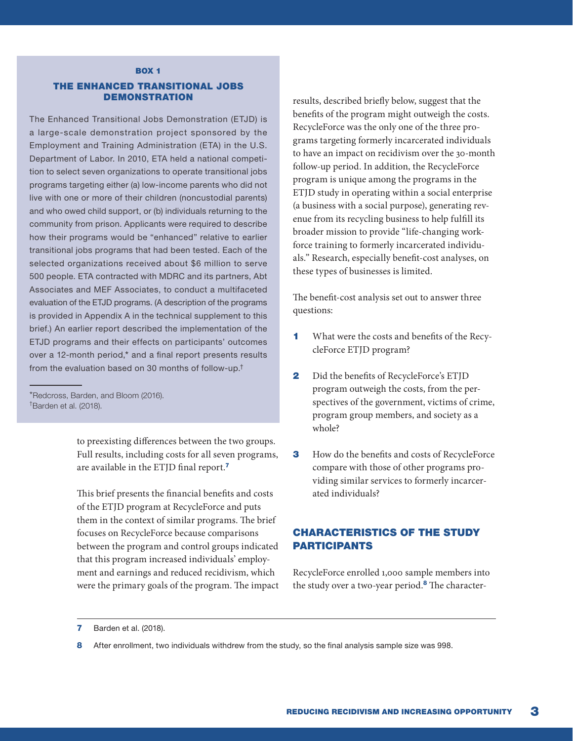**BOX 1**

**THE ENHANCED TRANSITIONAL JOBS DEMONSTRATION**

The Enhanced Transitional Jobs Demonstration (ETJD) is a large-scale demonstration project sponsored by the Employment and Training Administration (ETA) in the U.S. Department of Labor. In 2010, ETA held a national competition to select seven organizations to operate transitional jobs programs targeting either (a) low-income parents who did not live with one or more of their children (noncustodial parents) and who owed child support, or (b) individuals returning to the community from prison. Applicants were required to describe how their programs would be "enhanced" relative to earlier transitional jobs programs that had been tested. Each of the selected organizations received about $6 million to serve 500 people. ETA contracted with MDRC and its partners, Abt Associates and MEF Associates, to conduct a multifaceted evaluation of the ETJD programs. (A description of the programs is provided in Appendix A in the technical supplement to this brief.) An earlier report described the implementation of the ETJD programs and their effects on participants' outcomes over a 12-month period,* and a final report presents results from the evaluation based on 30 months of follow-up.†

*Redcross, Barden, and Bloom (2016).
†Barden et al. (2018).

to preexisting differences between the two groups. Full results, including costs for all seven programs, are available in the ETJD final report.[7]

This brief presents the financial benefits and costs of the ETJD program at RecycleForce and puts them in the context of similar programs. The brief focuses on RecycleForce because comparisons between the program and control groups indicated that this program increased individuals' employment and earnings and reduced recidivism, which were the primary goals of the program. The impact results, described briefly below, suggest that the benefits of the program might outweigh the costs. RecycleForce was the only one of the three programs targeting formerly incarcerated individuals to have an impact on recidivism over the 30-month follow-up period. In addition, the RecycleForce program is unique among the programs in the ETJD study in operating within a social enterprise (a business with a social purpose), generating revenue from its recycling business to help fulfill its broader mission to provide "life-changing workforce training to formerly incarcerated individuals." Research, especially benefit-cost analyses, on these types of businesses is limited.

The benefit-cost analysis set out to answer three questions:

1. What were the costs and benefits of the RecycleForce ETJD program?
2. Did the benefits of RecycleForce's ETJD program outweigh the costs, from the perspectives of the government, victims of crime, program group members, and society as a whole?
3. How do the benefits and costs of RecycleForce compare with those of other programs providing similar services to formerly incarcerated individuals?

## CHARACTERISTICS OF THE STUDY PARTICIPANTS

RecycleForce enrolled 1,000 sample members into the study over a two-year period.[8] The character-

7 Barden et al. (2018).

8 After enrollment, two individuals withdrew from the study, so the final analysis sample size was 998.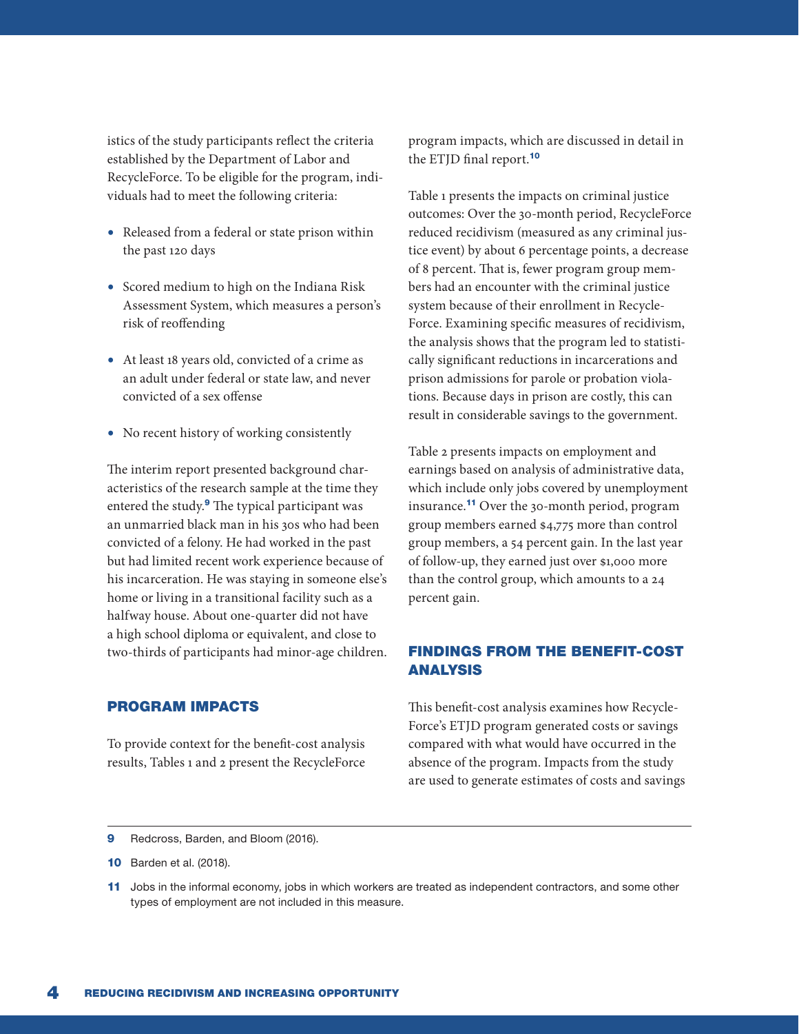istics of the study participants reflect the criteria established by the Department of Labor and RecycleForce. To be eligible for the program, individuals had to meet the following criteria:

- Released from a federal or state prison within the past 120 days
- Scored medium to high on the Indiana Risk Assessment System, which measures a person's risk of reoffending
- At least 18 years old, convicted of a crime as an adult under federal or state law, and never convicted of a sex offense
- No recent history of working consistently

The interim report presented background characteristics of the research sample at the time they entered the study.[9] The typical participant was an unmarried black man in his 30s who had been convicted of a felony. He had worked in the past but had limited recent work experience because of his incarceration. He was staying in someone else's home or living in a transitional facility such as a halfway house. About one-quarter did not have a high school diploma or equivalent, and close to two-thirds of participants had minor-age children.

## PROGRAM IMPACTS

To provide context for the benefit-cost analysis results, Tables 1 and 2 present the RecycleForce program impacts, which are discussed in detail in the ETJD final report.[10]

Table 1 presents the impacts on criminal justice outcomes: Over the 30-month period, RecycleForce reduced recidivism (measured as any criminal justice event) by about 6 percentage points, a decrease of 8 percent. That is, fewer program group members had an encounter with the criminal justice system because of their enrollment in RecycleForce. Examining specific measures of recidivism, the analysis shows that the program led to statistically significant reductions in incarcerations and prison admissions for parole or probation violations. Because days in prison are costly, this can result in considerable savings to the government.

Table 2 presents impacts on employment and earnings based on analysis of administrative data, which include only jobs covered by unemployment insurance.[11] Over the 30-month period, program group members earned $4,775 more than control group members, a 54 percent gain. In the last year of follow-up, they earned just over $1,000 more than the control group, which amounts to a 24 percent gain.

## FINDINGS FROM THE BENEFIT-COST ANALYSIS

This benefit-cost analysis examines how RecycleForce's ETJD program generated costs or savings compared with what would have occurred in the absence of the program. Impacts from the study are used to generate estimates of costs and savings

---

9 Redcross, Barden, and Bloom (2016).

10 Barden et al. (2018).

11 Jobs in the informal economy, jobs in which workers are treated as independent contractors, and some other types of employment are not included in this measure.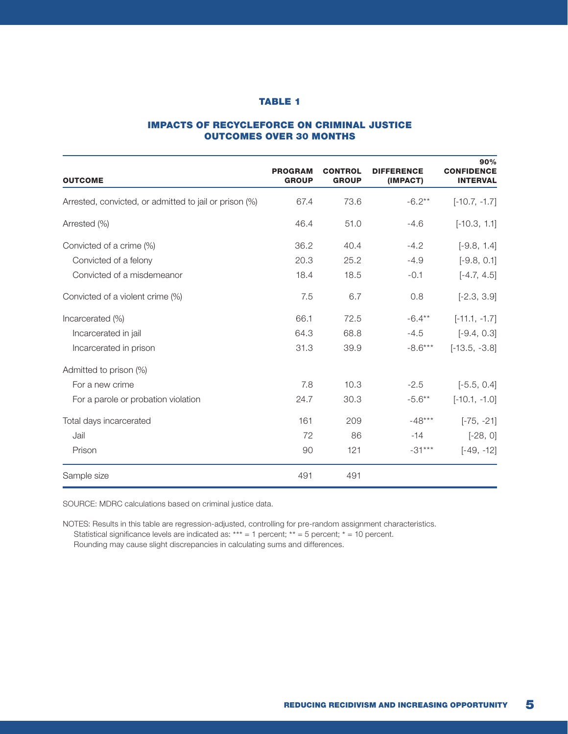**TABLE 1**

**IMPACTS OF RECYCLEFORCE ON CRIMINAL JUSTICE OUTCOMES OVER 30 MONTHS**

| OUTCOME | PROGRAM GROUP | CONTROL GROUP | DIFFERENCE (IMPACT) | 90% CONFIDENCE INTERVAL |
|---|---|---|---|---|
| Arrested, convicted, or admitted to jail or prison (%) | 67.4 | 73.6 | -6.2** | [-10.7, -1.7] |
| Arrested (%) | 46.4 | 51.0 | -4.6 | [-10.3, 1.1] |
| Convicted of a crime (%) | 36.2 | 40.4 | -4.2 | [-9.8, 1.4] |
| Convicted of a felony | 20.3 | 25.2 | -4.9 | [-9.8, 0.1] |
| Convicted of a misdemeanor | 18.4 | 18.5 | -0.1 | [-4.7, 4.5] |
| Convicted of a violent crime (%) | 7.5 | 6.7 | 0.8 | [-2.3, 3.9] |
| Incarcerated (%) | 66.1 | 72.5 | -6.4** | [-11.1, -1.7] |
| Incarcerated in jail | 64.3 | 68.8 | -4.5 | [-9.4, 0.3] |
| Incarcerated in prison | 31.3 | 39.9 | -8.6*** | [-13.5, -3.8] |
| Admitted to prison (%) | | | | |
| For a new crime | 7.8 | 10.3 | -2.5 | [-5.5, 0.4] |
| For a parole or probation violation | 24.7 | 30.3 | -5.6** | [-10.1, -1.0] |
| Total days incarcerated | 161 | 209 | -48*** | [-75, -21] |
| Jail | 72 | 86 | -14 | [-28, 0] |
| Prison | 90 | 121 | -31*** | [-49, -12] |
| Sample size | 491 | 491 | | |

SOURCE: MDRC calculations based on criminal justice data.

NOTES: Results in this table are regression-adjusted, controlling for pre-random assignment characteristics.
Statistical significance levels are indicated as: *** = 1 percent; ** = 5 percent; * = 10 percent.
Rounding may cause slight discrepancies in calculating sums and differences.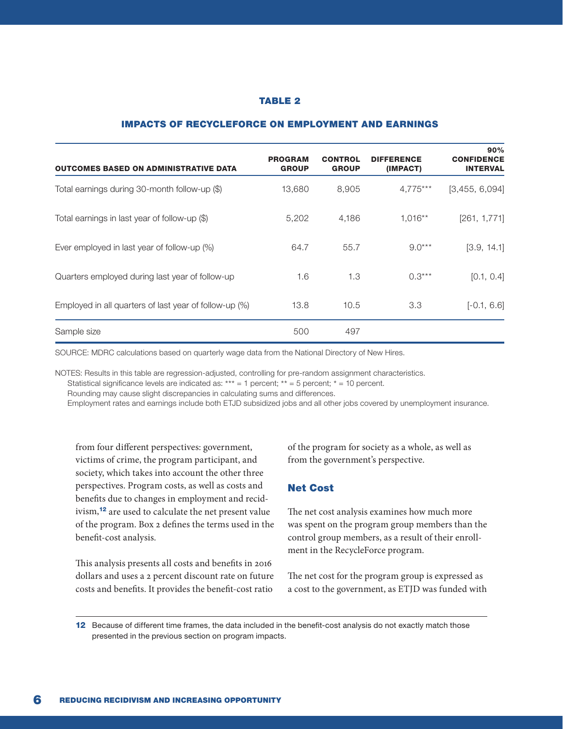**TABLE 2**

**IMPACTS OF RECYCLEFORCE ON EMPLOYMENT AND EARNINGS**

| OUTCOMES BASED ON ADMINISTRATIVE DATA | PROGRAM GROUP | CONTROL GROUP | DIFFERENCE (IMPACT) | 90% CONFIDENCE INTERVAL |
|---|---|---|---|---|
| Total earnings during 30-month follow-up ($) | 13,680 | 8,905 | 4,775*** | [3,455, 6,094] |
| Total earnings in last year of follow-up ($) | 5,202 | 4,186 | 1,016** | [261, 1,771] |
| Ever employed in last year of follow-up (%) | 64.7 | 55.7 | 9.0*** | [3.9, 14.1] |
| Quarters employed during last year of follow-up | 1.6 | 1.3 | 0.3*** | [0.1, 0.4] |
| Employed in all quarters of last year of follow-up (%) | 13.8 | 10.5 | 3.3 | [-0.1, 6.6] |
| Sample size | 500 | 497 | | |

SOURCE: MDRC calculations based on quarterly wage data from the National Directory of New Hires.

NOTES: Results in this table are regression-adjusted, controlling for pre-random assignment characteristics.
Statistical significance levels are indicated as: *** = 1 percent; ** = 5 percent; * = 10 percent.
Rounding may cause slight discrepancies in calculating sums and differences.
Employment rates and earnings include both ETJD subsidized jobs and all other jobs covered by unemployment insurance.

from four different perspectives: government, victims of crime, the program participant, and society, which takes into account the other three perspectives. Program costs, as well as costs and benefits due to changes in employment and recidivism,[12] are used to calculate the net present value of the program. Box 2 defines the terms used in the benefit-cost analysis.

This analysis presents all costs and benefits in 2016 dollars and uses a 2 percent discount rate on future costs and benefits. It provides the benefit-cost ratio of the program for society as a whole, as well as from the government's perspective.

## Net Cost

The net cost analysis examines how much more was spent on the program group members than the control group members, as a result of their enrollment in the RecycleForce program.

The net cost for the program group is expressed as a cost to the government, as ETJD was funded with

[12] Because of different time frames, the data included in the benefit-cost analysis do not exactly match those presented in the previous section on program impacts.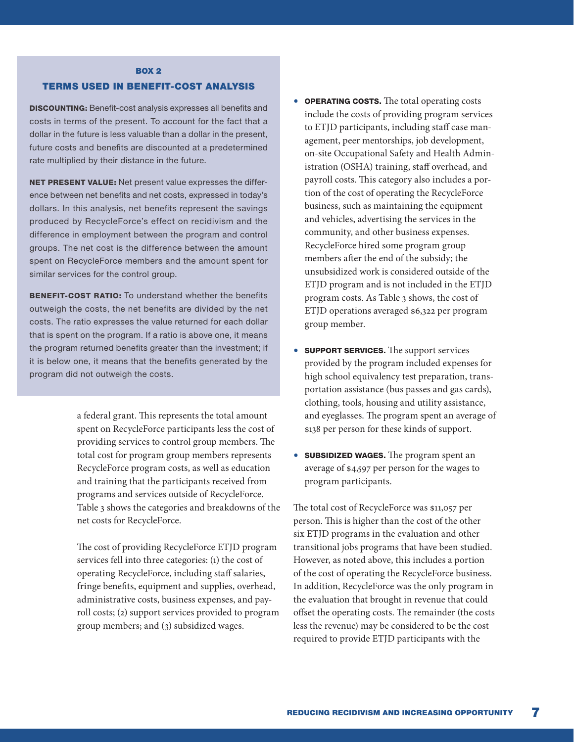### BOX 2

### TERMS USED IN BENEFIT-COST ANALYSIS

**DISCOUNTING:** Benefit-cost analysis expresses all benefits and costs in terms of the present. To account for the fact that a dollar in the future is less valuable than a dollar in the present, future costs and benefits are discounted at a predetermined rate multiplied by their distance in the future.

**NET PRESENT VALUE:** Net present value expresses the difference between net benefits and net costs, expressed in today's dollars. In this analysis, net benefits represent the savings produced by RecycleForce's effect on recidivism and the difference in employment between the program and control groups. The net cost is the difference between the amount spent on RecycleForce members and the amount spent for similar services for the control group.

**BENEFIT-COST RATIO:** To understand whether the benefits outweigh the costs, the net benefits are divided by the net costs. The ratio expresses the value returned for each dollar that is spent on the program. If a ratio is above one, it means the program returned benefits greater than the investment; if it is below one, it means that the benefits generated by the program did not outweigh the costs.

a federal grant. This represents the total amount spent on RecycleForce participants less the cost of providing services to control group members. The total cost for program group members represents RecycleForce program costs, as well as education and training that the participants received from programs and services outside of RecycleForce. Table 3 shows the categories and breakdowns of the net costs for RecycleForce.

The cost of providing RecycleForce ETJD program services fell into three categories: (1) the cost of operating RecycleForce, including staff salaries, fringe benefits, equipment and supplies, overhead, administrative costs, business expenses, and payroll costs; (2) support services provided to program group members; and (3) subsidized wages.

- **OPERATING COSTS.** The total operating costs include the costs of providing program services to ETJD participants, including staff case management, peer mentorships, job development, on-site Occupational Safety and Health Administration (OSHA) training, staff overhead, and payroll costs. This category also includes a portion of the cost of operating the RecycleForce business, such as maintaining the equipment and vehicles, advertising the services in the community, and other business expenses. RecycleForce hired some program group members after the end of the subsidy; the unsubsidized work is considered outside of the ETJD program and is not included in the ETJD program costs. As Table 3 shows, the cost of ETJD operations averaged $6,322 per program group member.

- **SUPPORT SERVICES.** The support services provided by the program included expenses for high school equivalency test preparation, transportation assistance (bus passes and gas cards), clothing, tools, housing and utility assistance, and eyeglasses. The program spent an average of $138 per person for these kinds of support.

- **SUBSIDIZED WAGES.** The program spent an average of $4,597 per person for the wages to program participants.

The total cost of RecycleForce was $11,057 per person. This is higher than the cost of the other six ETJD programs in the evaluation and other transitional jobs programs that have been studied. However, as noted above, this includes a portion of the cost of operating the RecycleForce business. In addition, RecycleForce was the only program in the evaluation that brought in revenue that could offset the operating costs. The remainder (the costs less the revenue) may be considered to be the cost required to provide ETJD participants with the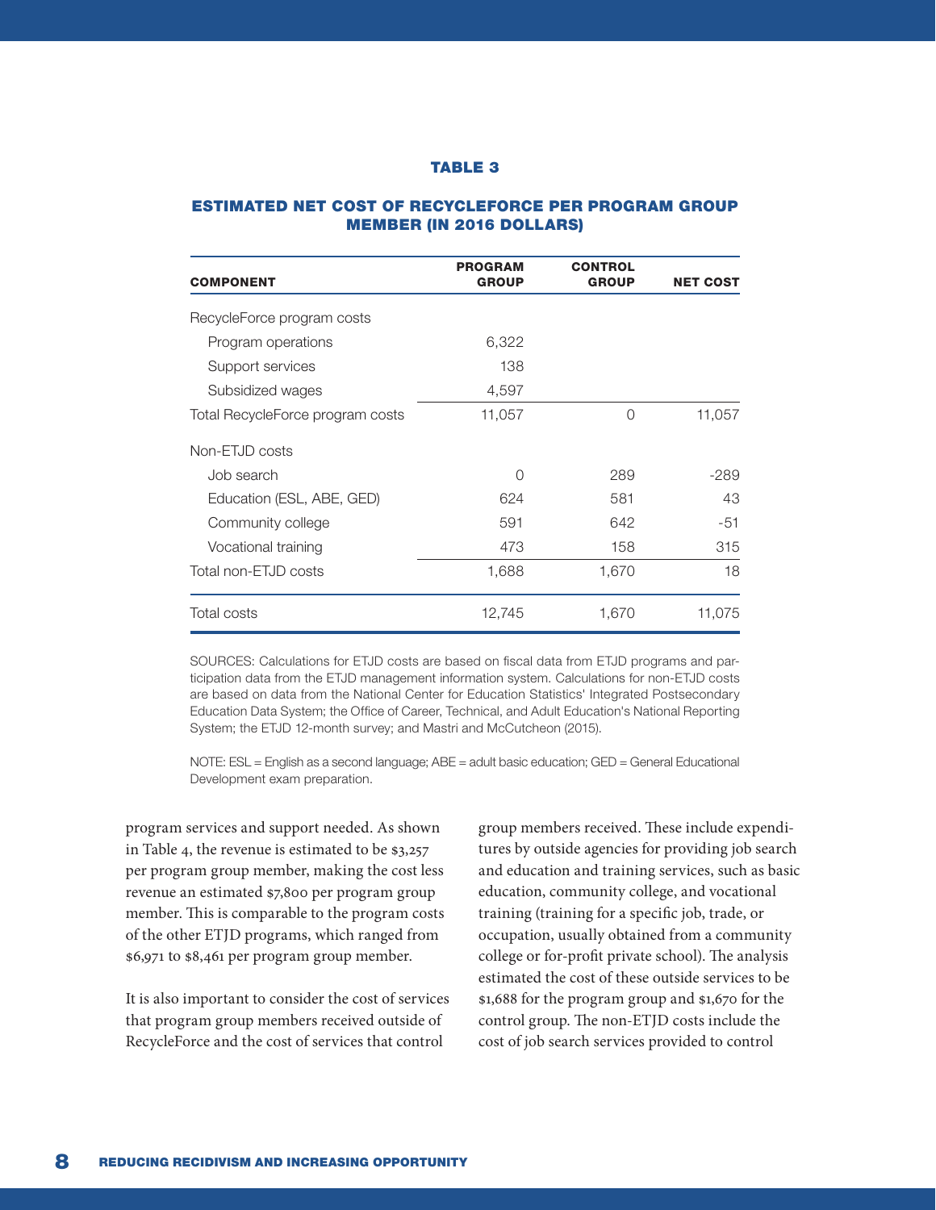**TABLE 3**

**ESTIMATED NET COST OF RECYCLEFORCE PER PROGRAM GROUP MEMBER (IN 2016 DOLLARS)**

| COMPONENT | PROGRAM GROUP | CONTROL GROUP | NET COST |
|---|---|---|---|
| RecycleForce program costs | | | |
| Program operations | 6,322 | | |
| Support services | 138 | | |
| Subsidized wages | 4,597 | | |
| Total RecycleForce program costs | 11,057 | 0 | 11,057 |
| Non-ETJD costs | | | |
| Job search | 0 | 289 | -289 |
| Education (ESL, ABE, GED) | 624 | 581 | 43 |
| Community college | 591 | 642 | -51 |
| Vocational training | 473 | 158 | 315 |
| Total non-ETJD costs | 1,688 | 1,670 | 18 |
| Total costs | 12,745 | 1,670 | 11,075 |

SOURCES: Calculations for ETJD costs are based on fiscal data from ETJD programs and participation data from the ETJD management information system. Calculations for non-ETJD costs are based on data from the National Center for Education Statistics' Integrated Postsecondary Education Data System; the Office of Career, Technical, and Adult Education's National Reporting System; the ETJD 12-month survey; and Mastri and McCutcheon (2015).

NOTE: ESL = English as a second language; ABE = adult basic education; GED = General Educational Development exam preparation.

program services and support needed. As shown in Table 4, the revenue is estimated to be $3,257 per program group member, making the cost less revenue an estimated $7,800 per program group member. This is comparable to the program costs of the other ETJD programs, which ranged from $6,971 to $8,461 per program group member.

It is also important to consider the cost of services that program group members received outside of RecycleForce and the cost of services that control group members received. These include expenditures by outside agencies for providing job search and education and training services, such as basic education, community college, and vocational training (training for a specific job, trade, or occupation, usually obtained from a community college or for-profit private school). The analysis estimated the cost of these outside services to be $1,688 for the program group and $1,670 for the control group. The non-ETJD costs include the cost of job search services provided to control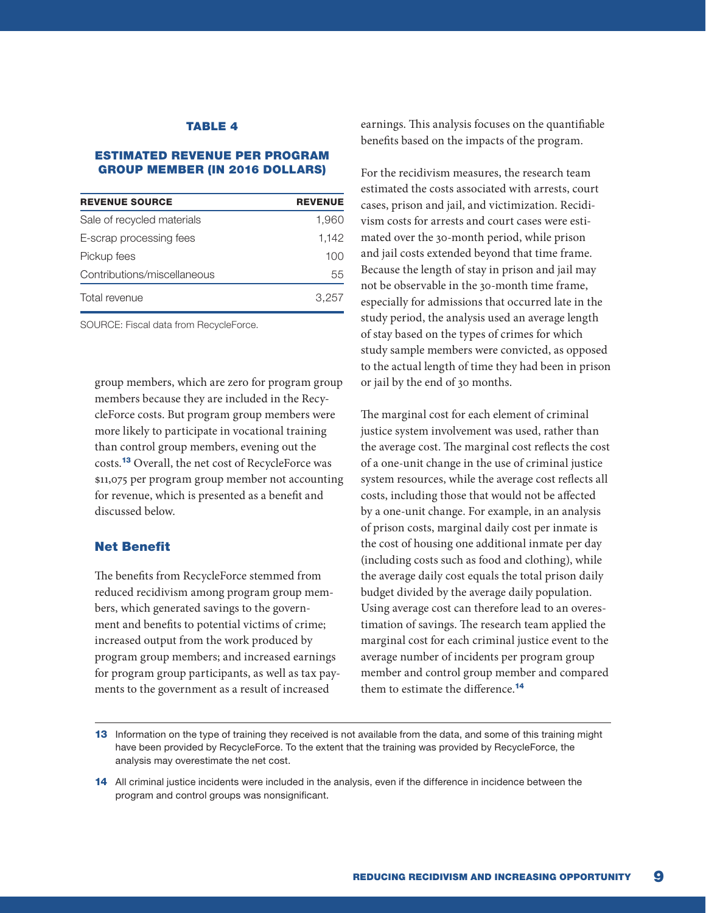**TABLE 4**

**ESTIMATED REVENUE PER PROGRAM GROUP MEMBER (IN 2016 DOLLARS)**

| REVENUE SOURCE | REVENUE |
|---|---|
| Sale of recycled materials | 1,960 |
| E-scrap processing fees | 1,142 |
| Pickup fees | 100 |
| Contributions/miscellaneous | 55 |
| Total revenue | 3,257 |

SOURCE: Fiscal data from RecycleForce.

group members, which are zero for program group members because they are included in the RecycleForce costs. But program group members were more likely to participate in vocational training than control group members, evening out the costs.[13] Overall, the net cost of RecycleForce was $11,075 per program group member not accounting for revenue, which is presented as a benefit and discussed below.

## Net Benefit

The benefits from RecycleForce stemmed from reduced recidivism among program group members, which generated savings to the government and benefits to potential victims of crime; increased output from the work produced by program group members; and increased earnings for program group participants, as well as tax payments to the government as a result of increased earnings. This analysis focuses on the quantifiable benefits based on the impacts of the program.

For the recidivism measures, the research team estimated the costs associated with arrests, court cases, prison and jail, and victimization. Recidivism costs for arrests and court cases were estimated over the 30-month period, while prison and jail costs extended beyond that time frame. Because the length of stay in prison and jail may not be observable in the 30-month time frame, especially for admissions that occurred late in the study period, the analysis used an average length of stay based on the types of crimes for which study sample members were convicted, as opposed to the actual length of time they had been in prison or jail by the end of 30 months.

The marginal cost for each element of criminal justice system involvement was used, rather than the average cost. The marginal cost reflects the cost of a one-unit change in the use of criminal justice system resources, while the average cost reflects all costs, including those that would not be affected by a one-unit change. For example, in an analysis of prison costs, marginal daily cost per inmate is the cost of housing one additional inmate per day (including costs such as food and clothing), while the average daily cost equals the total prison daily budget divided by the average daily population. Using average cost can therefore lead to an overestimation of savings. The research team applied the marginal cost for each criminal justice event to the average number of incidents per program group member and control group member and compared them to estimate the difference.[14]

---

[13] Information on the type of training they received is not available from the data, and some of this training might have been provided by RecycleForce. To the extent that the training was provided by RecycleForce, the analysis may overestimate the net cost.

[14] All criminal justice incidents were included in the analysis, even if the difference in incidence between the program and control groups was nonsignificant.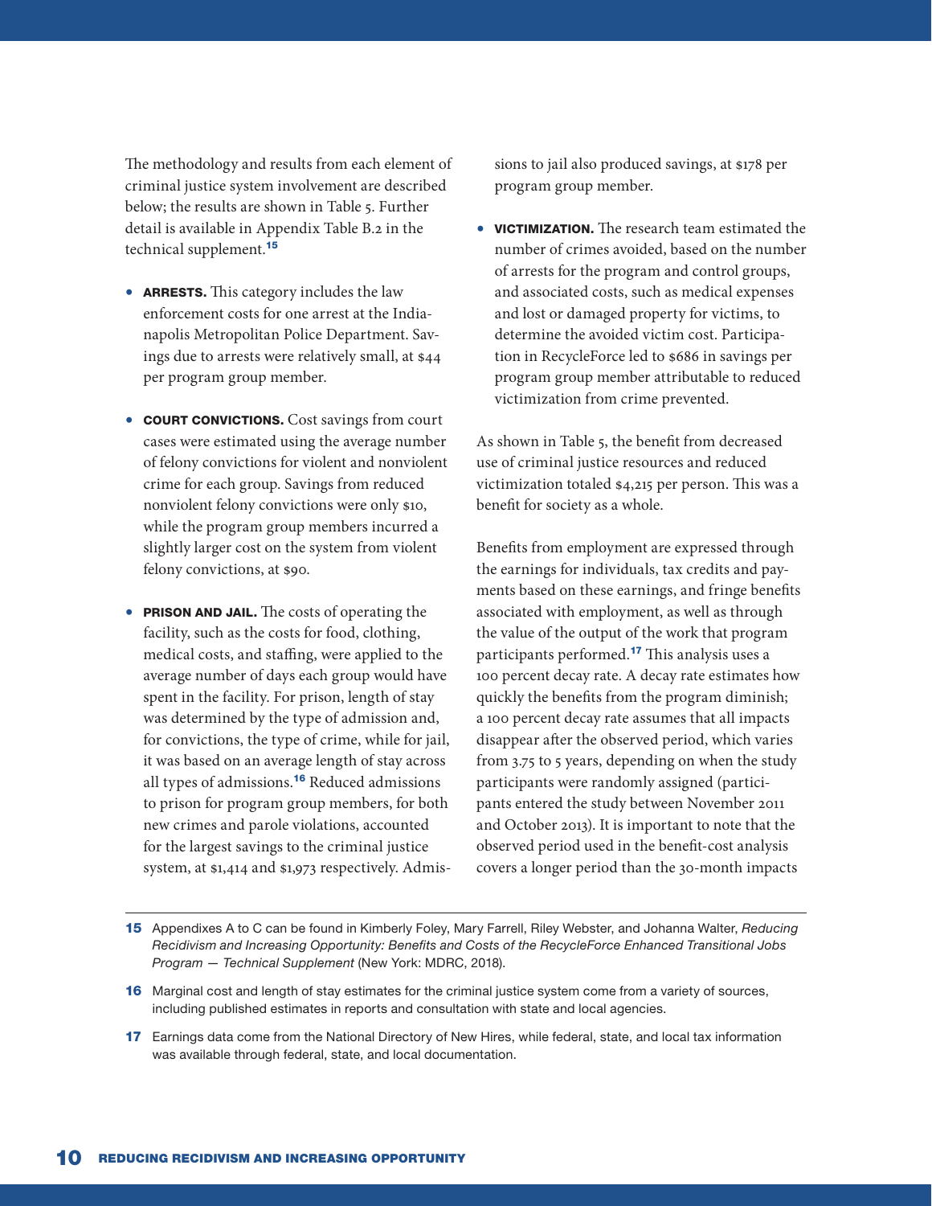The methodology and results from each element of criminal justice system involvement are described below; the results are shown in Table 5. Further detail is available in Appendix Table B.2 in the technical supplement.[15]

- **ARRESTS.** This category includes the law enforcement costs for one arrest at the Indianapolis Metropolitan Police Department. Savings due to arrests were relatively small, at $44 per program group member.

- **COURT CONVICTIONS.** Cost savings from court cases were estimated using the average number of felony convictions for violent and nonviolent crime for each group. Savings from reduced nonviolent felony convictions were only $10, while the program group members incurred a slightly larger cost on the system from violent felony convictions, at $90.

- **PRISON AND JAIL.** The costs of operating the facility, such as the costs for food, clothing, medical costs, and staffing, were applied to the average number of days each group would have spent in the facility. For prison, length of stay was determined by the type of admission and, for convictions, the type of crime, while for jail, it was based on an average length of stay across all types of admissions.[16] Reduced admissions to prison for program group members, for both new crimes and parole violations, accounted for the largest savings to the criminal justice system, at $1,414 and $1,973 respectively. Admissions to jail also produced savings, at $178 per program group member.

- **VICTIMIZATION.** The research team estimated the number of crimes avoided, based on the number of arrests for the program and control groups, and associated costs, such as medical expenses and lost or damaged property for victims, to determine the avoided victim cost. Participation in RecycleForce led to $686 in savings per program group member attributable to reduced victimization from crime prevented.

As shown in Table 5, the benefit from decreased use of criminal justice resources and reduced victimization totaled $4,215 per person. This was a benefit for society as a whole.

Benefits from employment are expressed through the earnings for individuals, tax credits and payments based on these earnings, and fringe benefits associated with employment, as well as through the value of the output of the work that program participants performed.[17] This analysis uses a 100 percent decay rate. A decay rate estimates how quickly the benefits from the program diminish; a 100 percent decay rate assumes that all impacts disappear after the observed period, which varies from 3.75 to 5 years, depending on when the study participants were randomly assigned (participants entered the study between November 2011 and October 2013). It is important to note that the observed period used in the benefit-cost analysis covers a longer period than the 30-month impacts

---

15 Appendixes A to C can be found in Kimberly Foley, Mary Farrell, Riley Webster, and Johanna Walter, *Reducing Recidivism and Increasing Opportunity: Benefits and Costs of the RecycleForce Enhanced Transitional Jobs Program — Technical Supplement* (New York: MDRC, 2018).

16 Marginal cost and length of stay estimates for the criminal justice system come from a variety of sources, including published estimates in reports and consultation with state and local agencies.

17 Earnings data come from the National Directory of New Hires, while federal, state, and local tax information was available through federal, state, and local documentation.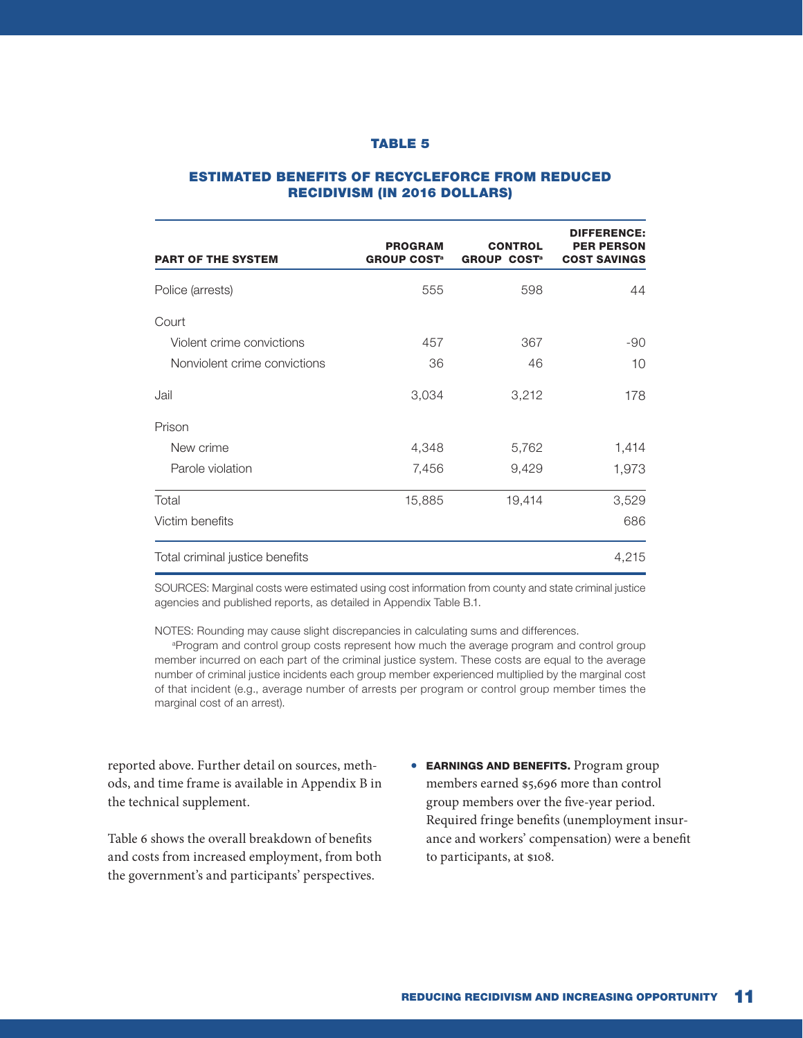### TABLE 5

### ESTIMATED BENEFITS OF RECYCLEFORCE FROM REDUCED RECIDIVISM (IN 2016 DOLLARS)

| PART OF THE SYSTEM | PROGRAM GROUP COST[a] | CONTROL GROUP COST[a] | DIFFERENCE: PER PERSON COST SAVINGS |
|---|---|---|---|
| Police (arrests) | 555 | 598 | 44 |
| Court | | | |
| Violent crime convictions | 457 | 367 | -90 |
| Nonviolent crime convictions | 36 | 46 | 10 |
| Jail | 3,034 | 3,212 | 178 |
| Prison | | | |
| New crime | 4,348 | 5,762 | 1,414 |
| Parole violation | 7,456 | 9,429 | 1,973 |
| Total | 15,885 | 19,414 | 3,529 |
| Victim benefits | | | 686 |
| Total criminal justice benefits | | | 4,215 |

SOURCES: Marginal costs were estimated using cost information from county and state criminal justice agencies and published reports, as detailed in Appendix Table B.1.

NOTES: Rounding may cause slight discrepancies in calculating sums and differences.

[a]Program and control group costs represent how much the average program and control group member incurred on each part of the criminal justice system. These costs are equal to the average number of criminal justice incidents each group member experienced multiplied by the marginal cost of that incident (e.g., average number of arrests per program or control group member times the marginal cost of an arrest).

reported above. Further detail on sources, methods, and time frame is available in Appendix B in the technical supplement.

Table 6 shows the overall breakdown of benefits and costs from increased employment, from both the government's and participants' perspectives.

- **EARNINGS AND BENEFITS.** Program group members earned $5,696 more than control group members over the five-year period. Required fringe benefits (unemployment insurance and workers' compensation) were a benefit to participants, at $108.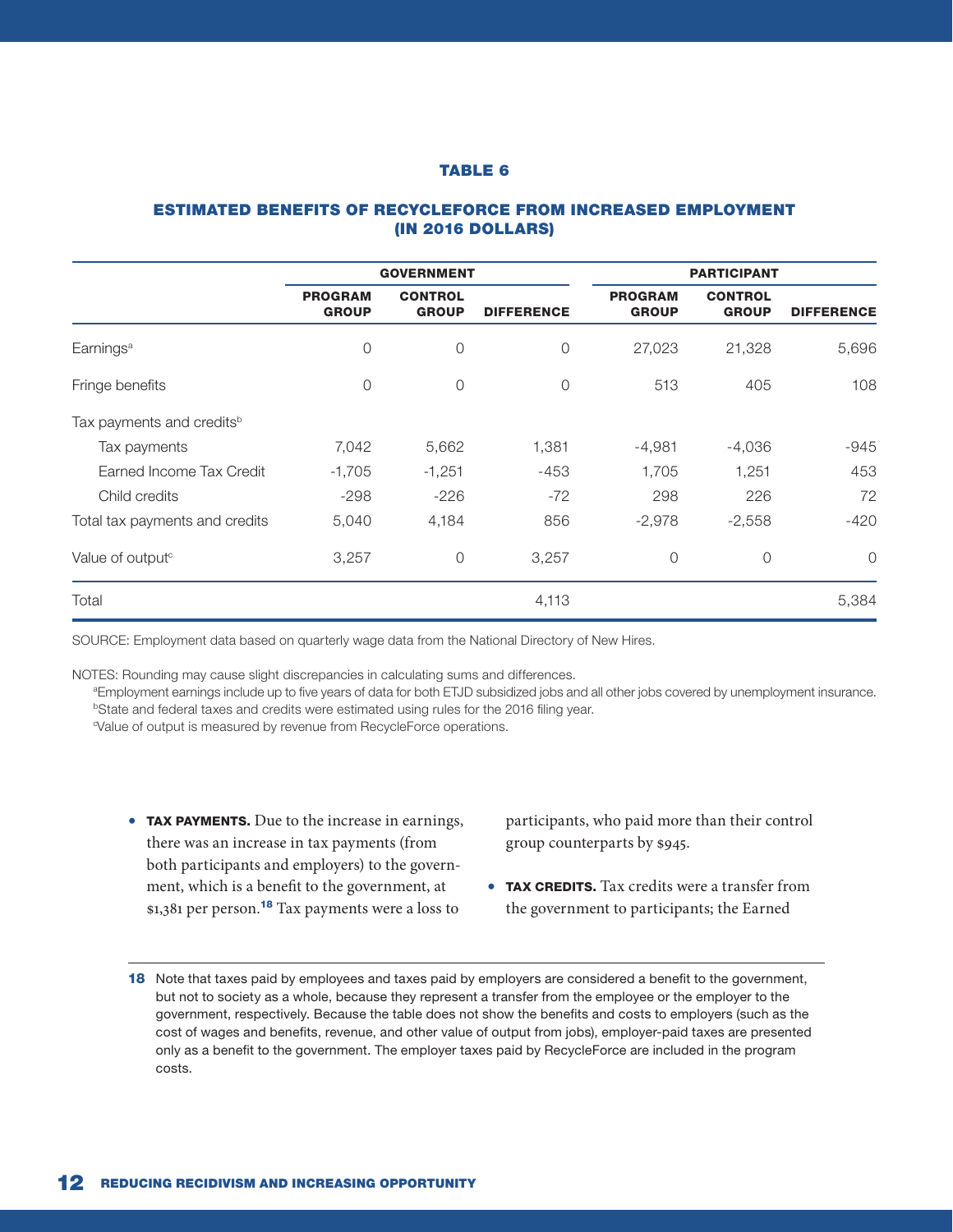### TABLE 6

### ESTIMATED BENEFITS OF RECYCLEFORCE FROM INCREASED EMPLOYMENT (IN 2016 DOLLARS)

| | GOVERNMENT | | | PARTICIPANT | | |
|---|---|---|---|---|---|---|
| | PROGRAM GROUP | CONTROL GROUP | DIFFERENCE | PROGRAM GROUP | CONTROL GROUP | DIFFERENCE |
| Earnings[a] | 0 | 0 | 0 | 27,023 | 21,328 | 5,696 |
| Fringe benefits | 0 | 0 | 0 | 513 | 405 | 108 |
| Tax payments and credits[b] | | | | | | |
| Tax payments | 7,042 | 5,662 | 1,381 | -4,981 | -4,036 | -945 |
| Earned Income Tax Credit | -1,705 | -1,251 | -453 | 1,705 | 1,251 | 453 |
| Child credits | -298 | -226 | -72 | 298 | 226 | 72 |
| Total tax payments and credits | 5,040 | 4,184 | 856 | -2,978 | -2,558 | -420 |
| Value of output[c] | 3,257 | 0 | 3,257 | 0 | 0 | 0 |
| Total | | | 4,113 | | | 5,384 |

SOURCE: Employment data based on quarterly wage data from the National Directory of New Hires.

NOTES: Rounding may cause slight discrepancies in calculating sums and differences.
[a]Employment earnings include up to five years of data for both ETJD subsidized jobs and all other jobs covered by unemployment insurance.
[b]State and federal taxes and credits were estimated using rules for the 2016 filing year.
[c]Value of output is measured by revenue from RecycleForce operations.

- **TAX PAYMENTS.** Due to the increase in earnings, there was an increase in tax payments (from both participants and employers) to the government, which is a benefit to the government, at $1,381 per person.[18] Tax payments were a loss to participants, who paid more than their control group counterparts by $945.

- **TAX CREDITS.** Tax credits were a transfer from the government to participants; the Earned

[18] Note that taxes paid by employees and taxes paid by employers are considered a benefit to the government, but not to society as a whole, because they represent a transfer from the employee or the employer to the government, respectively. Because the table does not show the benefits and costs to employers (such as the cost of wages and benefits, revenue, and other value of output from jobs), employer-paid taxes are presented only as a benefit to the government. The employer taxes paid by RecycleForce are included in the program costs.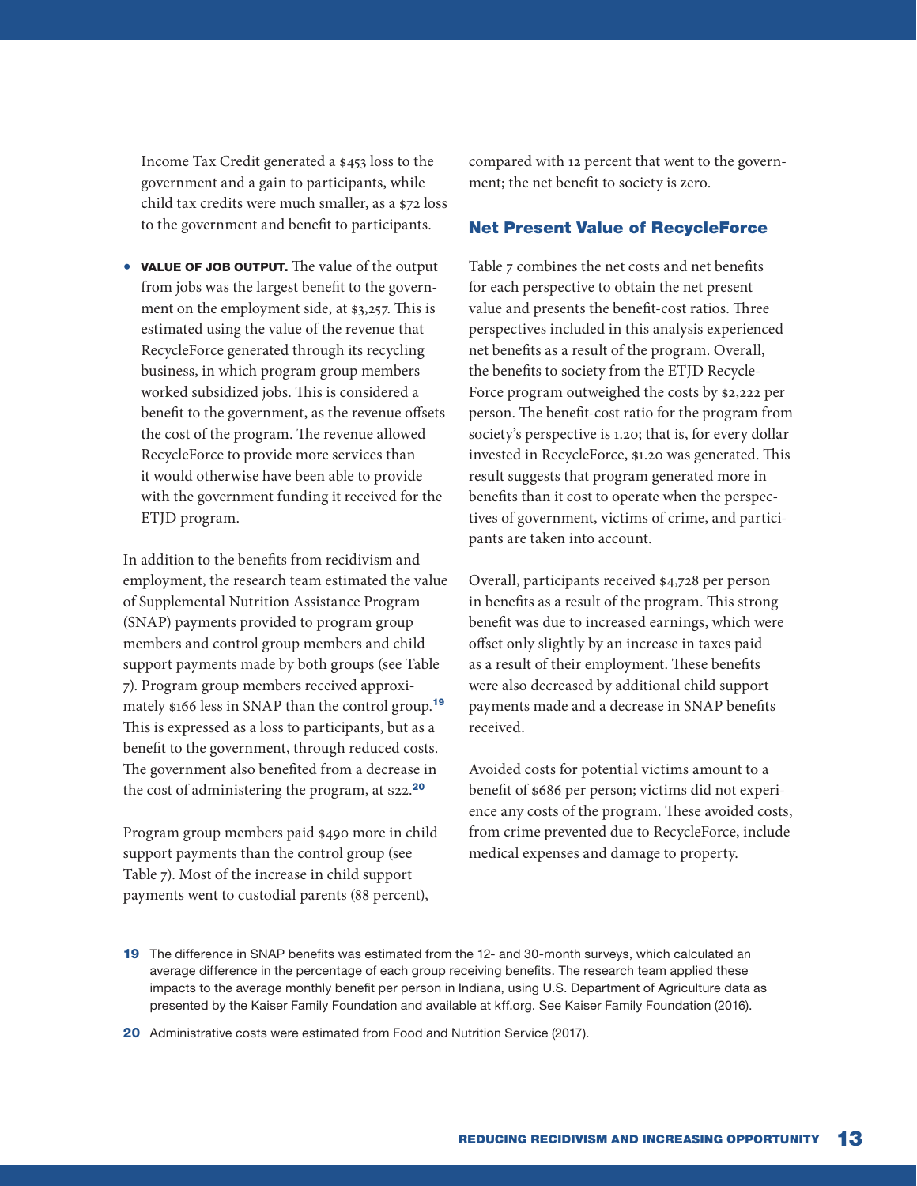Income Tax Credit generated a $453 loss to the government and a gain to participants, while child tax credits were much smaller, as a $72 loss to the government and benefit to participants.

- **VALUE OF JOB OUTPUT.** The value of the output from jobs was the largest benefit to the government on the employment side, at $3,257. This is estimated using the value of the revenue that RecycleForce generated through its recycling business, in which program group members worked subsidized jobs. This is considered a benefit to the government, as the revenue offsets the cost of the program. The revenue allowed RecycleForce to provide more services than it would otherwise have been able to provide with the government funding it received for the ETJD program.

In addition to the benefits from recidivism and employment, the research team estimated the value of Supplemental Nutrition Assistance Program (SNAP) payments provided to program group members and control group members and child support payments made by both groups (see Table 7). Program group members received approximately $166 less in SNAP than the control group.[19] This is expressed as a loss to participants, but as a benefit to the government, through reduced costs. The government also benefited from a decrease in the cost of administering the program, at $22.[20]

Program group members paid $490 more in child support payments than the control group (see Table 7). Most of the increase in child support payments went to custodial parents (88 percent), compared with 12 percent that went to the government; the net benefit to society is zero.

## Net Present Value of RecycleForce

Table 7 combines the net costs and net benefits for each perspective to obtain the net present value and presents the benefit-cost ratios. Three perspectives included in this analysis experienced net benefits as a result of the program. Overall, the benefits to society from the ETJD RecycleForce program outweighed the costs by $2,222 per person. The benefit-cost ratio for the program from society's perspective is 1.20; that is, for every dollar invested in RecycleForce, $1.20 was generated. This result suggests that program generated more in benefits than it cost to operate when the perspectives of government, victims of crime, and participants are taken into account.

Overall, participants received $4,728 per person in benefits as a result of the program. This strong benefit was due to increased earnings, which were offset only slightly by an increase in taxes paid as a result of their employment. These benefits were also decreased by additional child support payments made and a decrease in SNAP benefits received.

Avoided costs for potential victims amount to a benefit of $686 per person; victims did not experience any costs of the program. These avoided costs, from crime prevented due to RecycleForce, include medical expenses and damage to property.

---

**19** The difference in SNAP benefits was estimated from the 12- and 30-month surveys, which calculated an average difference in the percentage of each group receiving benefits. The research team applied these impacts to the average monthly benefit per person in Indiana, using U.S. Department of Agriculture data as presented by the Kaiser Family Foundation and available at kff.org. See Kaiser Family Foundation (2016).

**20** Administrative costs were estimated from Food and Nutrition Service (2017).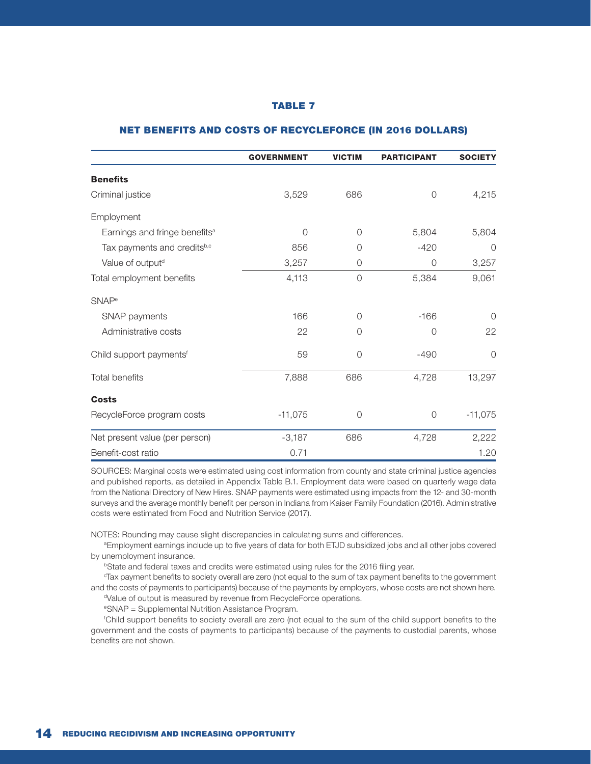**TABLE 7**

**NET BENEFITS AND COSTS OF RECYCLEFORCE (IN 2016 DOLLARS)**

| | GOVERNMENT | VICTIM | PARTICIPANT | SOCIETY |
|---|---|---|---|---|
| **Benefits** | | | | |
| Criminal justice | 3,529 | 686 | 0 | 4,215 |
| Employment | | | | |
| Earnings and fringe benefits[a] | 0 | 0 | 5,804 | 5,804 |
| Tax payments and credits[b,c] | 856 | 0 | -420 | 0 |
| Value of output[d] | 3,257 | 0 | 0 | 3,257 |
| Total employment benefits | 4,113 | 0 | 5,384 | 9,061 |
| SNAP[e] | | | | |
| SNAP payments | 166 | 0 | -166 | 0 |
| Administrative costs | 22 | 0 | 0 | 22 |
| Child support payments[f] | 59 | 0 | -490 | 0 |
| Total benefits | 7,888 | 686 | 4,728 | 13,297 |
| **Costs** | | | | |
| RecycleForce program costs | -11,075 | 0 | 0 | -11,075 |
| Net present value (per person) | -3,187 | 686 | 4,728 | 2,222 |
| Benefit-cost ratio | 0.71 | | | 1.20 |

SOURCES: Marginal costs were estimated using cost information from county and state criminal justice agencies and published reports, as detailed in Appendix Table B.1. Employment data were based on quarterly wage data from the National Directory of New Hires. SNAP payments were estimated using impacts from the 12- and 30-month surveys and the average monthly benefit per person in Indiana from Kaiser Family Foundation (2016). Administrative costs were estimated from Food and Nutrition Service (2017).

NOTES: Rounding may cause slight discrepancies in calculating sums and differences.

[a]Employment earnings include up to five years of data for both ETJD subsidized jobs and all other jobs covered by unemployment insurance.

[b]State and federal taxes and credits were estimated using rules for the 2016 filing year.

[c]Tax payment benefits to society overall are zero (not equal to the sum of tax payment benefits to the government and the costs of payments to participants) because of the payments by employers, whose costs are not shown here.

[d]Value of output is measured by revenue from RecycleForce operations.

[e]SNAP = Supplemental Nutrition Assistance Program.

[f]Child support benefits to society overall are zero (not equal to the sum of the child support benefits to the government and the costs of payments to participants) because of the payments to custodial parents, whose benefits are not shown.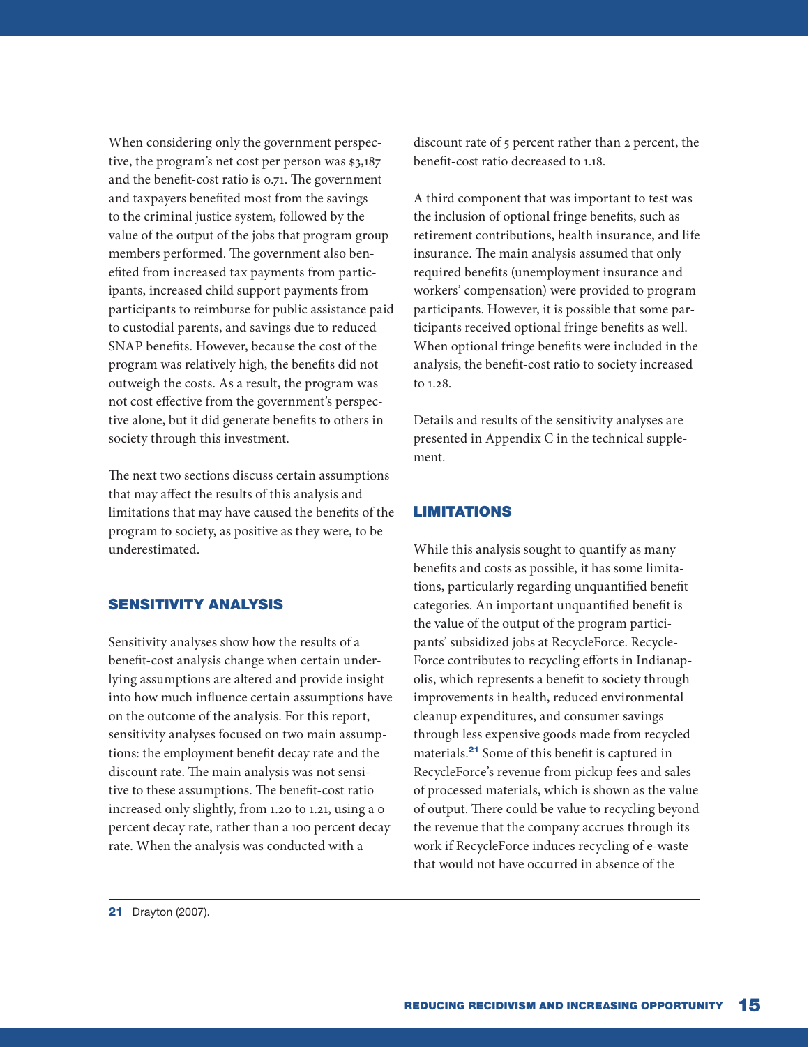When considering only the government perspective, the program's net cost per person was $3,187 and the benefit-cost ratio is 0.71. The government and taxpayers benefited most from the savings to the criminal justice system, followed by the value of the output of the jobs that program group members performed. The government also benefited from increased tax payments from participants, increased child support payments from participants to reimburse for public assistance paid to custodial parents, and savings due to reduced SNAP benefits. However, because the cost of the program was relatively high, the benefits did not outweigh the costs. As a result, the program was not cost effective from the government's perspective alone, but it did generate benefits to others in society through this investment.

The next two sections discuss certain assumptions that may affect the results of this analysis and limitations that may have caused the benefits of the program to society, as positive as they were, to be underestimated.

## SENSITIVITY ANALYSIS

Sensitivity analyses show how the results of a benefit-cost analysis change when certain underlying assumptions are altered and provide insight into how much influence certain assumptions have on the outcome of the analysis. For this report, sensitivity analyses focused on two main assumptions: the employment benefit decay rate and the discount rate. The main analysis was not sensitive to these assumptions. The benefit-cost ratio increased only slightly, from 1.20 to 1.21, using a 0 percent decay rate, rather than a 100 percent decay rate. When the analysis was conducted with a discount rate of 5 percent rather than 2 percent, the benefit-cost ratio decreased to 1.18.

A third component that was important to test was the inclusion of optional fringe benefits, such as retirement contributions, health insurance, and life insurance. The main analysis assumed that only required benefits (unemployment insurance and workers' compensation) were provided to program participants. However, it is possible that some participants received optional fringe benefits as well. When optional fringe benefits were included in the analysis, the benefit-cost ratio to society increased to 1.28.

Details and results of the sensitivity analyses are presented in Appendix C in the technical supplement.

## LIMITATIONS

While this analysis sought to quantify as many benefits and costs as possible, it has some limitations, particularly regarding unquantified benefit categories. An important unquantified benefit is the value of the output of the program participants' subsidized jobs at RecycleForce. RecycleForce contributes to recycling efforts in Indianapolis, which represents a benefit to society through improvements in health, reduced environmental cleanup expenditures, and consumer savings through less expensive goods made from recycled materials.[21] Some of this benefit is captured in RecycleForce's revenue from pickup fees and sales of processed materials, which is shown as the value of output. There could be value to recycling beyond the revenue that the company accrues through its work if RecycleForce induces recycling of e-waste that would not have occurred in absence of the

[21] Drayton (2007).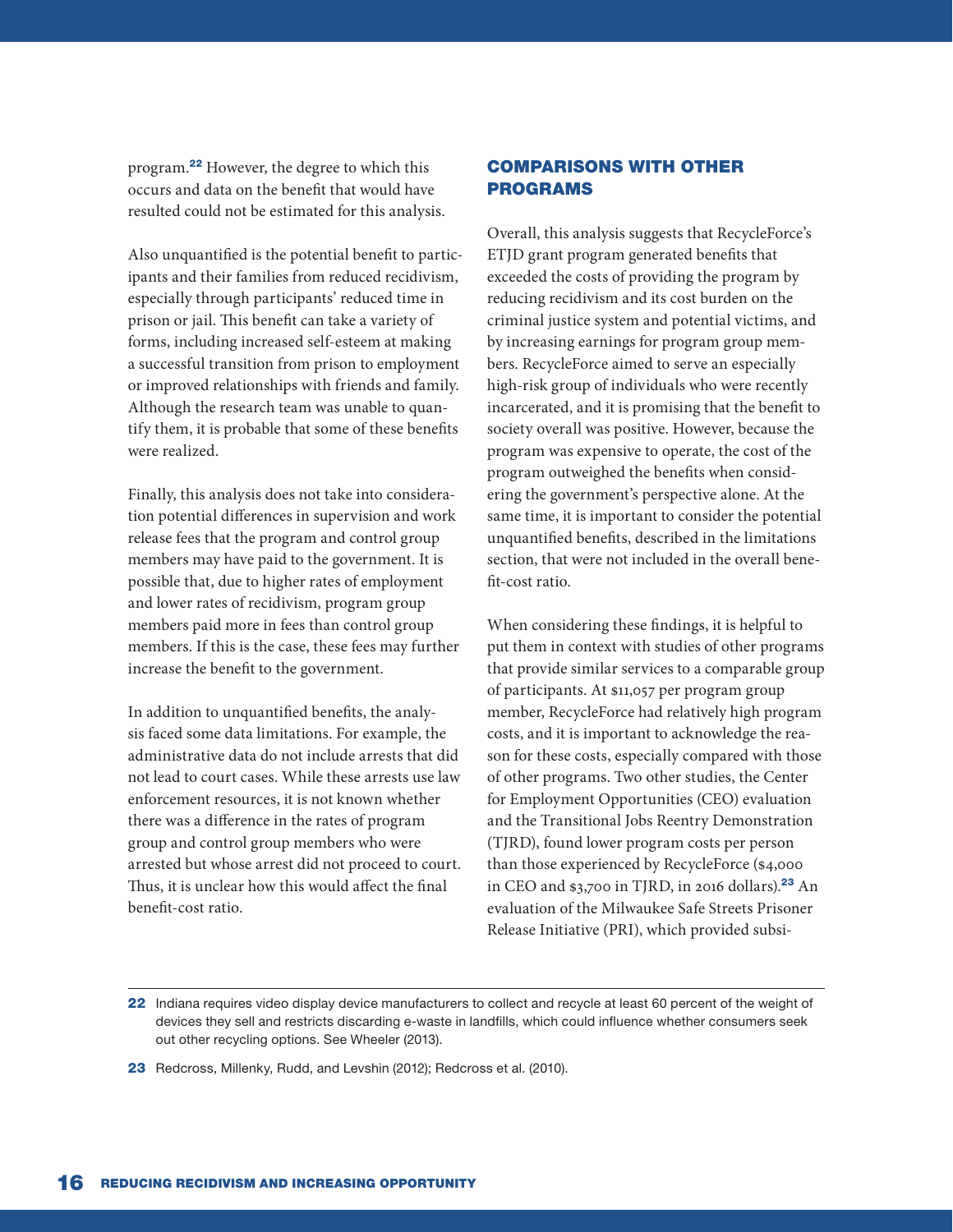program.[22] However, the degree to which this occurs and data on the benefit that would have resulted could not be estimated for this analysis.

Also unquantified is the potential benefit to participants and their families from reduced recidivism, especially through participants' reduced time in prison or jail. This benefit can take a variety of forms, including increased self-esteem at making a successful transition from prison to employment or improved relationships with friends and family. Although the research team was unable to quantify them, it is probable that some of these benefits were realized.

Finally, this analysis does not take into consideration potential differences in supervision and work release fees that the program and control group members may have paid to the government. It is possible that, due to higher rates of employment and lower rates of recidivism, program group members paid more in fees than control group members. If this is the case, these fees may further increase the benefit to the government.

In addition to unquantified benefits, the analysis faced some data limitations. For example, the administrative data do not include arrests that did not lead to court cases. While these arrests use law enforcement resources, it is not known whether there was a difference in the rates of program group and control group members who were arrested but whose arrest did not proceed to court. Thus, it is unclear how this would affect the final benefit-cost ratio.

## COMPARISONS WITH OTHER PROGRAMS

Overall, this analysis suggests that RecycleForce's ETJD grant program generated benefits that exceeded the costs of providing the program by reducing recidivism and its cost burden on the criminal justice system and potential victims, and by increasing earnings for program group members. RecycleForce aimed to serve an especially high-risk group of individuals who were recently incarcerated, and it is promising that the benefit to society overall was positive. However, because the program was expensive to operate, the cost of the program outweighed the benefits when considering the government's perspective alone. At the same time, it is important to consider the potential unquantified benefits, described in the limitations section, that were not included in the overall benefit-cost ratio.

When considering these findings, it is helpful to put them in context with studies of other programs that provide similar services to a comparable group of participants. At $11,057 per program group member, RecycleForce had relatively high program costs, and it is important to acknowledge the reason for these costs, especially compared with those of other programs. Two other studies, the Center for Employment Opportunities (CEO) evaluation and the Transitional Jobs Reentry Demonstration (TJRD), found lower program costs per person than those experienced by RecycleForce ($4,000 in CEO and $3,700 in TJRD, in 2016 dollars).[23] An evaluation of the Milwaukee Safe Streets Prisoner Release Initiative (PRI), which provided subsi-

---

[22] Indiana requires video display device manufacturers to collect and recycle at least 60 percent of the weight of devices they sell and restricts discarding e-waste in landfills, which could influence whether consumers seek out other recycling options. See Wheeler (2013).

[23] Redcross, Millenky, Rudd, and Levshin (2012); Redcross et al. (2010).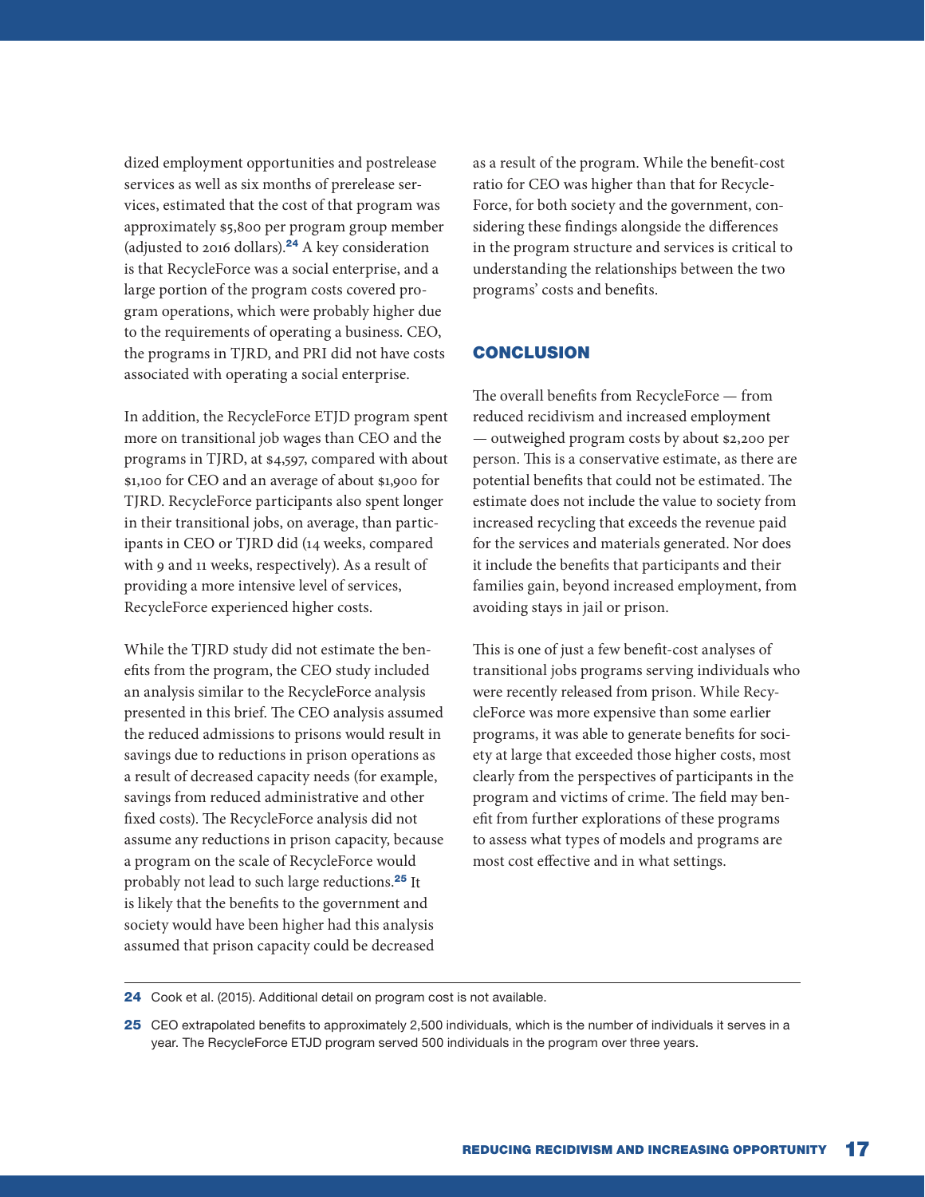dized employment opportunities and postrelease services as well as six months of prerelease services, estimated that the cost of that program was approximately $5,800 per program group member (adjusted to 2016 dollars).[24] A key consideration is that RecycleForce was a social enterprise, and a large portion of the program costs covered program operations, which were probably higher due to the requirements of operating a business. CEO, the programs in TJRD, and PRI did not have costs associated with operating a social enterprise.

In addition, the RecycleForce ETJD program spent more on transitional job wages than CEO and the programs in TJRD, at $4,597, compared with about $1,100 for CEO and an average of about $1,900 for TJRD. RecycleForce participants also spent longer in their transitional jobs, on average, than participants in CEO or TJRD did (14 weeks, compared with 9 and 11 weeks, respectively). As a result of providing a more intensive level of services, RecycleForce experienced higher costs.

While the TJRD study did not estimate the benefits from the program, the CEO study included an analysis similar to the RecycleForce analysis presented in this brief. The CEO analysis assumed the reduced admissions to prisons would result in savings due to reductions in prison operations as a result of decreased capacity needs (for example, savings from reduced administrative and other fixed costs). The RecycleForce analysis did not assume any reductions in prison capacity, because a program on the scale of RecycleForce would probably not lead to such large reductions.[25] It is likely that the benefits to the government and society would have been higher had this analysis assumed that prison capacity could be decreased as a result of the program. While the benefit-cost ratio for CEO was higher than that for RecycleForce, for both society and the government, considering these findings alongside the differences in the program structure and services is critical to understanding the relationships between the two programs' costs and benefits.

## CONCLUSION

The overall benefits from RecycleForce — from reduced recidivism and increased employment — outweighed program costs by about $2,200 per person. This is a conservative estimate, as there are potential benefits that could not be estimated. The estimate does not include the value to society from increased recycling that exceeds the revenue paid for the services and materials generated. Nor does it include the benefits that participants and their families gain, beyond increased employment, from avoiding stays in jail or prison.

This is one of just a few benefit-cost analyses of transitional jobs programs serving individuals who were recently released from prison. While RecycleForce was more expensive than some earlier programs, it was able to generate benefits for society at large that exceeded those higher costs, most clearly from the perspectives of participants in the program and victims of crime. The field may benefit from further explorations of these programs to assess what types of models and programs are most cost effective and in what settings.

---

[24] Cook et al. (2015). Additional detail on program cost is not available.

[25] CEO extrapolated benefits to approximately 2,500 individuals, which is the number of individuals it serves in a year. The RecycleForce ETJD program served 500 individuals in the program over three years.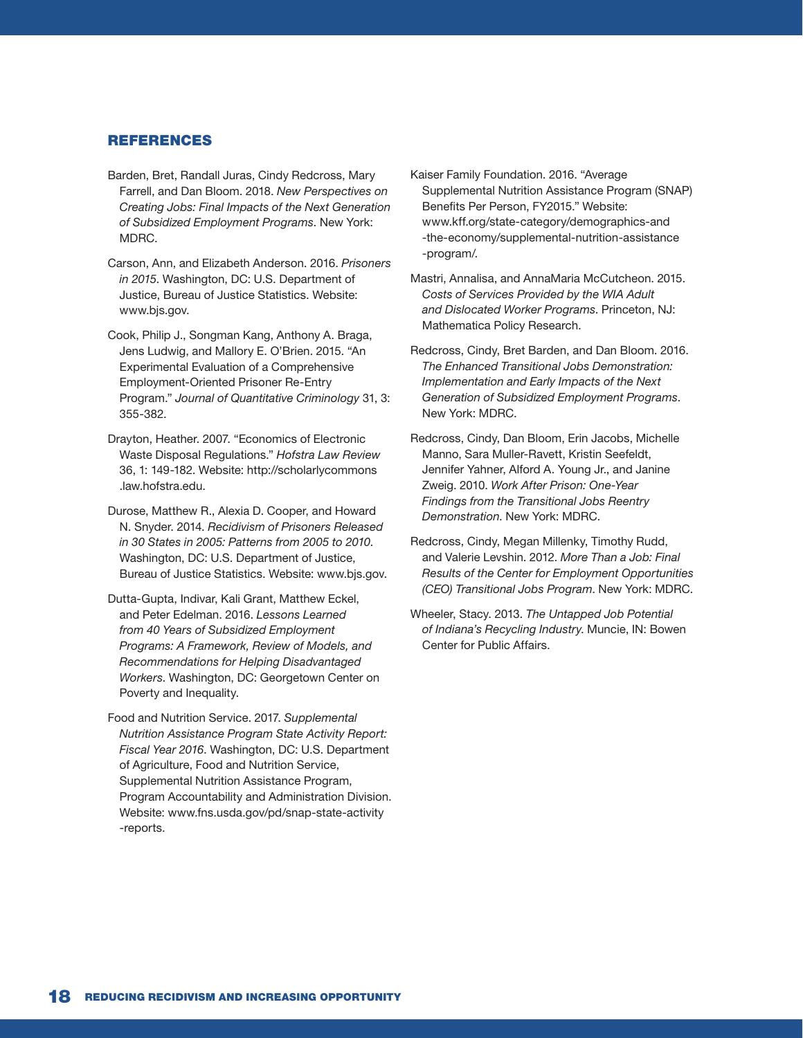## REFERENCES

Barden, Bret, Randall Juras, Cindy Redcross, Mary Farrell, and Dan Bloom. 2018. *New Perspectives on Creating Jobs: Final Impacts of the Next Generation of Subsidized Employment Programs*. New York: MDRC.

Carson, Ann, and Elizabeth Anderson. 2016. *Prisoners in 2015*. Washington, DC: U.S. Department of Justice, Bureau of Justice Statistics. Website: www.bjs.gov.

Cook, Philip J., Songman Kang, Anthony A. Braga, Jens Ludwig, and Mallory E. O'Brien. 2015. "An Experimental Evaluation of a Comprehensive Employment-Oriented Prisoner Re-Entry Program." *Journal of Quantitative Criminology* 31, 3: 355-382.

Drayton, Heather. 2007. "Economics of Electronic Waste Disposal Regulations." *Hofstra Law Review* 36, 1: 149-182. Website: http://scholarlycommons.law.hofstra.edu.

Durose, Matthew R., Alexia D. Cooper, and Howard N. Snyder. 2014. *Recidivism of Prisoners Released in 30 States in 2005: Patterns from 2005 to 2010*. Washington, DC: U.S. Department of Justice, Bureau of Justice Statistics. Website: www.bjs.gov.

Dutta-Gupta, Indivar, Kali Grant, Matthew Eckel, and Peter Edelman. 2016. *Lessons Learned from 40 Years of Subsidized Employment Programs: A Framework, Review of Models, and Recommendations for Helping Disadvantaged Workers*. Washington, DC: Georgetown Center on Poverty and Inequality.

Food and Nutrition Service. 2017. *Supplemental Nutrition Assistance Program State Activity Report: Fiscal Year 2016*. Washington, DC: U.S. Department of Agriculture, Food and Nutrition Service, Supplemental Nutrition Assistance Program, Program Accountability and Administration Division. Website: www.fns.usda.gov/pd/snap-state-activity-reports.

Kaiser Family Foundation. 2016. "Average Supplemental Nutrition Assistance Program (SNAP) Benefits Per Person, FY2015." Website: www.kff.org/state-category/demographics-and-the-economy/supplemental-nutrition-assistance-program/.

Mastri, Annalisa, and AnnaMaria McCutcheon. 2015. *Costs of Services Provided by the WIA Adult and Dislocated Worker Programs*. Princeton, NJ: Mathematica Policy Research.

Redcross, Cindy, Bret Barden, and Dan Bloom. 2016. *The Enhanced Transitional Jobs Demonstration: Implementation and Early Impacts of the Next Generation of Subsidized Employment Programs*. New York: MDRC.

Redcross, Cindy, Dan Bloom, Erin Jacobs, Michelle Manno, Sara Muller-Ravett, Kristin Seefeldt, Jennifer Yahner, Alford A. Young Jr., and Janine Zweig. 2010. *Work After Prison: One-Year Findings from the Transitional Jobs Reentry Demonstration*. New York: MDRC.

Redcross, Cindy, Megan Millenky, Timothy Rudd, and Valerie Levshin. 2012. *More Than a Job: Final Results of the Center for Employment Opportunities (CEO) Transitional Jobs Program*. New York: MDRC.

Wheeler, Stacy. 2013. *The Untapped Job Potential of Indiana's Recycling Industry*. Muncie, IN: Bowen Center for Public Affairs.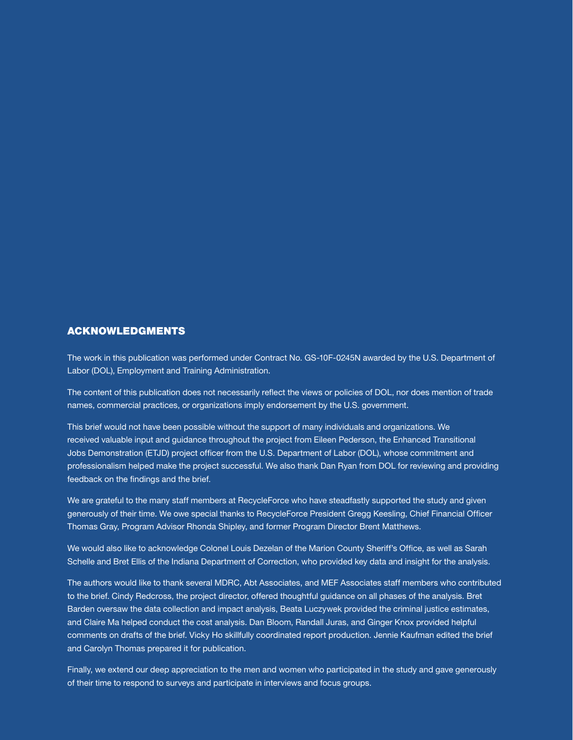## ACKNOWLEDGMENTS

The work in this publication was performed under Contract No. GS-10F-0245N awarded by the U.S. Department of Labor (DOL), Employment and Training Administration.

The content of this publication does not necessarily reflect the views or policies of DOL, nor does mention of trade names, commercial practices, or organizations imply endorsement by the U.S. government.

This brief would not have been possible without the support of many individuals and organizations. We received valuable input and guidance throughout the project from Eileen Pederson, the Enhanced Transitional Jobs Demonstration (ETJD) project officer from the U.S. Department of Labor (DOL), whose commitment and professionalism helped make the project successful. We also thank Dan Ryan from DOL for reviewing and providing feedback on the findings and the brief.

We are grateful to the many staff members at RecycleForce who have steadfastly supported the study and given generously of their time. We owe special thanks to RecycleForce President Gregg Keesling, Chief Financial Officer Thomas Gray, Program Advisor Rhonda Shipley, and former Program Director Brent Matthews.

We would also like to acknowledge Colonel Louis Dezelan of the Marion County Sheriff's Office, as well as Sarah Schelle and Bret Ellis of the Indiana Department of Correction, who provided key data and insight for the analysis.

The authors would like to thank several MDRC, Abt Associates, and MEF Associates staff members who contributed to the brief. Cindy Redcross, the project director, offered thoughtful guidance on all phases of the analysis. Bret Barden oversaw the data collection and impact analysis, Beata Luczywek provided the criminal justice estimates, and Claire Ma helped conduct the cost analysis. Dan Bloom, Randall Juras, and Ginger Knox provided helpful comments on drafts of the brief. Vicky Ho skillfully coordinated report production. Jennie Kaufman edited the brief and Carolyn Thomas prepared it for publication.

Finally, we extend our deep appreciation to the men and women who participated in the study and gave generously of their time to respond to surveys and participate in interviews and focus groups.